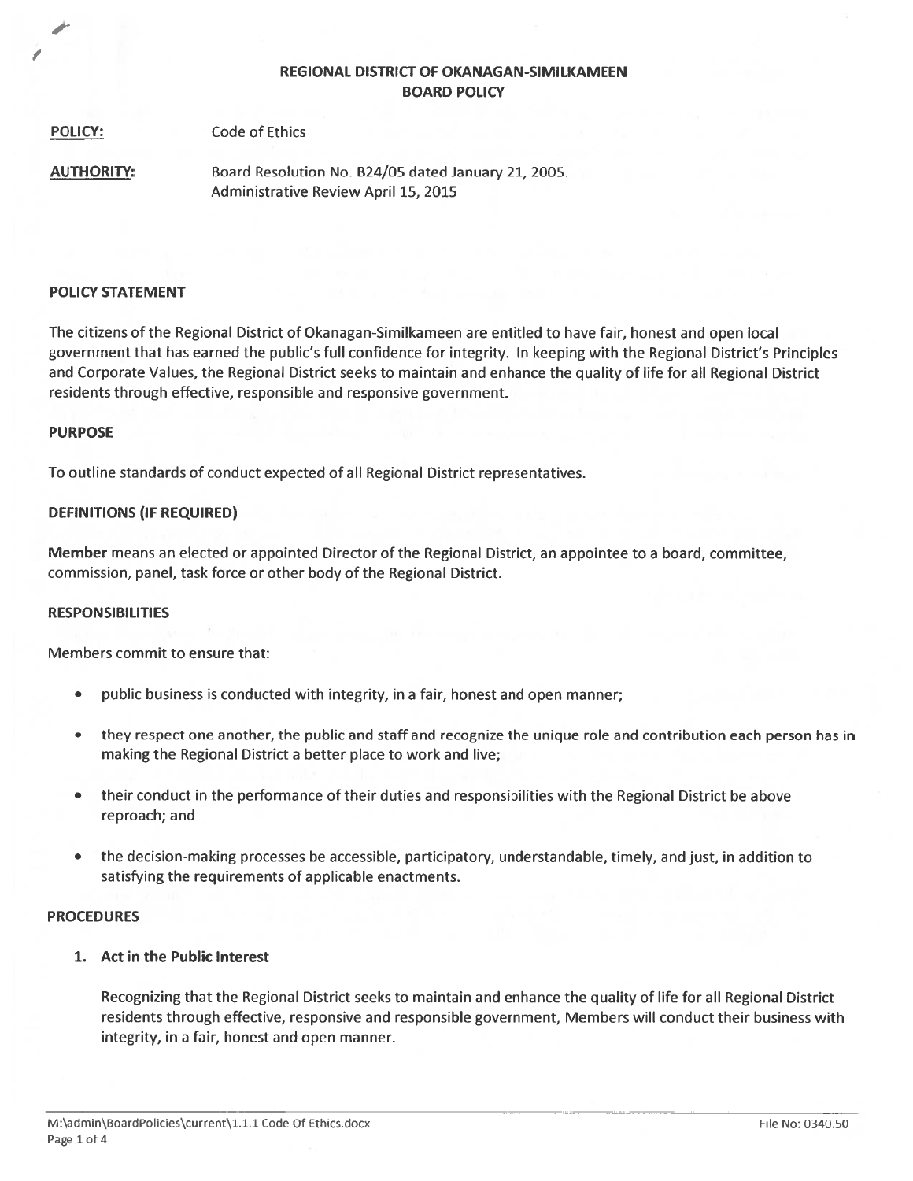**REGIONAL DISTRICT OF OKANAGAN-SIMILKAMEEN**
**BOARD POLICY**

**POLICY:** Code of Ethics

**AUTHORITY:** Board Resolution No. B24/05 dated January 21, 2005.
Administrative Review April 15, 2015

## POLICY STATEMENT

The citizens of the Regional District of Okanagan-Similkameen are entitled to have fair, honest and open local government that has earned the public's full confidence for integrity. In keeping with the Regional District's Principles and Corporate Values, the Regional District seeks to maintain and enhance the quality of life for all Regional District residents through effective, responsible and responsive government.

## PURPOSE

To outline standards of conduct expected of all Regional District representatives.

## DEFINITIONS (IF REQUIRED)

**Member** means an elected or appointed Director of the Regional District, an appointee to a board, committee, commission, panel, task force or other body of the Regional District.

## RESPONSIBILITIES

Members commit to ensure that:

- public business is conducted with integrity, in a fair, honest and open manner;
- they respect one another, the public and staff and recognize the unique role and contribution each person has in making the Regional District a better place to work and live;
- their conduct in the performance of their duties and responsibilities with the Regional District be above reproach; and
- the decision-making processes be accessible, participatory, understandable, timely, and just, in addition to satisfying the requirements of applicable enactments.

## PROCEDURES

### 1. Act in the Public Interest

Recognizing that the Regional District seeks to maintain and enhance the quality of life for all Regional District residents through effective, responsive and responsible government, Members will conduct their business with integrity, in a fair, honest and open manner.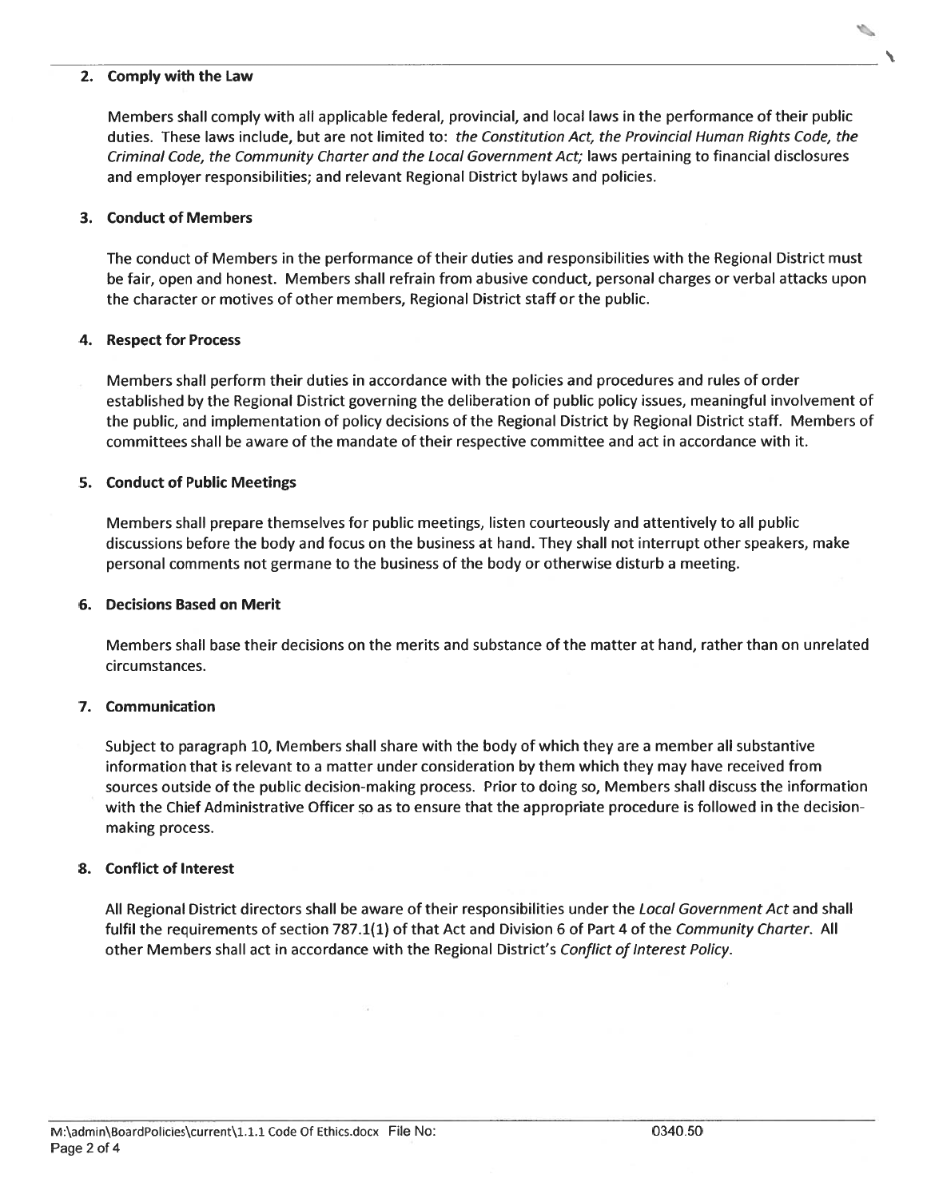## 2. Comply with the Law

Members shall comply with all applicable federal, provincial, and local laws in the performance of their public duties. These laws include, but are not limited to: *the Constitution Act, the Provincial Human Rights Code, the Criminal Code, the Community Charter and the Local Government Act;* laws pertaining to financial disclosures and employer responsibilities; and relevant Regional District bylaws and policies.

## 3. Conduct of Members

The conduct of Members in the performance of their duties and responsibilities with the Regional District must be fair, open and honest. Members shall refrain from abusive conduct, personal charges or verbal attacks upon the character or motives of other members, Regional District staff or the public.

## 4. Respect for Process

Members shall perform their duties in accordance with the policies and procedures and rules of order established by the Regional District governing the deliberation of public policy issues, meaningful involvement of the public, and implementation of policy decisions of the Regional District by Regional District staff. Members of committees shall be aware of the mandate of their respective committee and act in accordance with it.

## 5. Conduct of Public Meetings

Members shall prepare themselves for public meetings, listen courteously and attentively to all public discussions before the body and focus on the business at hand. They shall not interrupt other speakers, make personal comments not germane to the business of the body or otherwise disturb a meeting.

## 6. Decisions Based on Merit

Members shall base their decisions on the merits and substance of the matter at hand, rather than on unrelated circumstances.

## 7. Communication

Subject to paragraph 10, Members shall share with the body of which they are a member all substantive information that is relevant to a matter under consideration by them which they may have received from sources outside of the public decision-making process. Prior to doing so, Members shall discuss the information with the Chief Administrative Officer so as to ensure that the appropriate procedure is followed in the decision-making process.

## 8. Conflict of Interest

All Regional District directors shall be aware of their responsibilities under the *Local Government Act* and shall fulfil the requirements of section 787.1(1) of that Act and Division 6 of Part 4 of the *Community Charter*. All other Members shall act in accordance with the Regional District's *Conflict of Interest Policy*.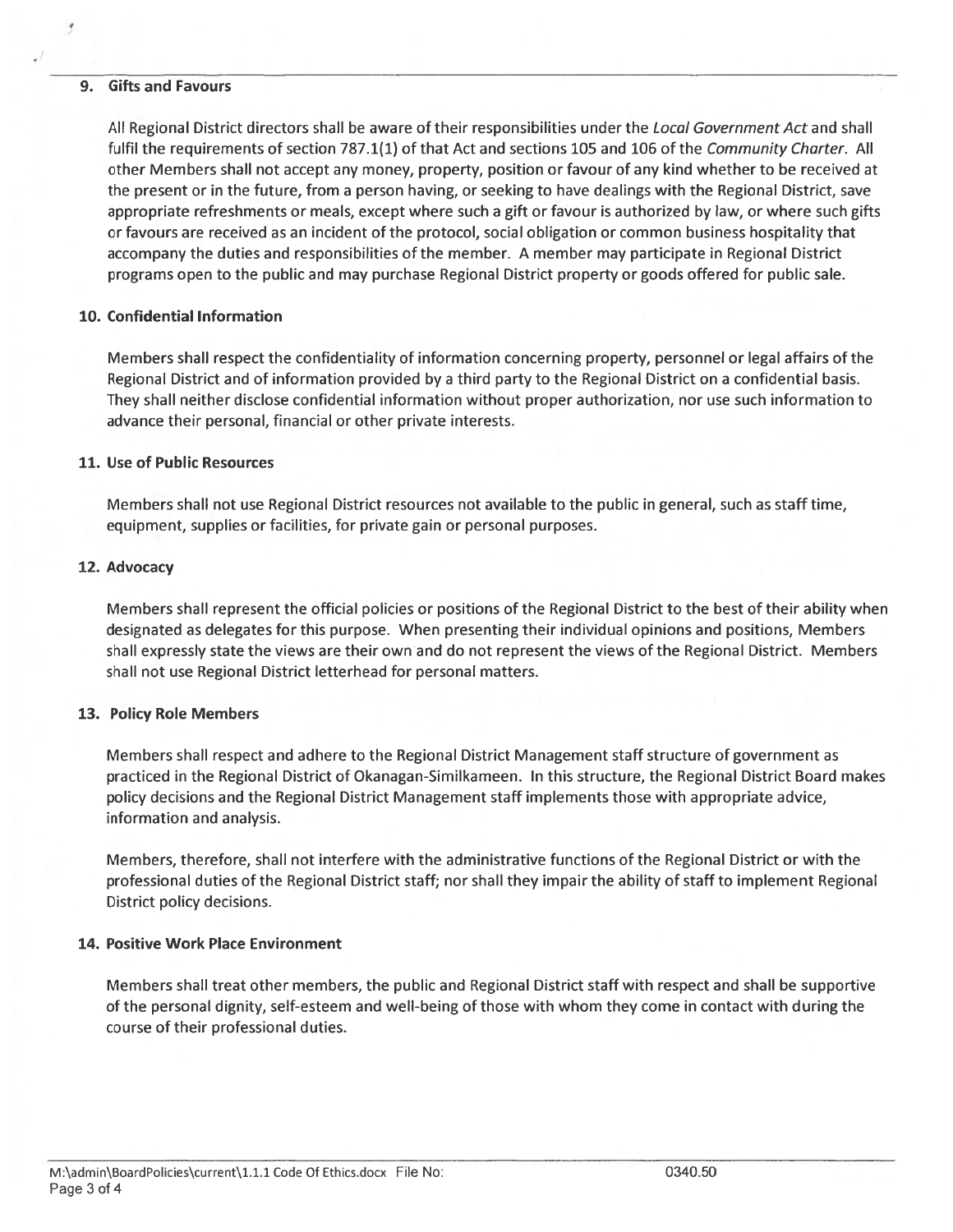## 9. Gifts and Favours

All Regional District directors shall be aware of their responsibilities under the *Local Government Act* and shall fulfil the requirements of section 787.1(1) of that Act and sections 105 and 106 of the *Community Charter*. All other Members shall not accept any money, property, position or favour of any kind whether to be received at the present or in the future, from a person having, or seeking to have dealings with the Regional District, save appropriate refreshments or meals, except where such a gift or favour is authorized by law, or where such gifts or favours are received as an incident of the protocol, social obligation or common business hospitality that accompany the duties and responsibilities of the member. A member may participate in Regional District programs open to the public and may purchase Regional District property or goods offered for public sale.

## 10. Confidential Information

Members shall respect the confidentiality of information concerning property, personnel or legal affairs of the Regional District and of information provided by a third party to the Regional District on a confidential basis. They shall neither disclose confidential information without proper authorization, nor use such information to advance their personal, financial or other private interests.

## 11. Use of Public Resources

Members shall not use Regional District resources not available to the public in general, such as staff time, equipment, supplies or facilities, for private gain or personal purposes.

## 12. Advocacy

Members shall represent the official policies or positions of the Regional District to the best of their ability when designated as delegates for this purpose. When presenting their individual opinions and positions, Members shall expressly state the views are their own and do not represent the views of the Regional District. Members shall not use Regional District letterhead for personal matters.

## 13. Policy Role Members

Members shall respect and adhere to the Regional District Management staff structure of government as practiced in the Regional District of Okanagan-Similkameen. In this structure, the Regional District Board makes policy decisions and the Regional District Management staff implements those with appropriate advice, information and analysis.

Members, therefore, shall not interfere with the administrative functions of the Regional District or with the professional duties of the Regional District staff; nor shall they impair the ability of staff to implement Regional District policy decisions.

## 14. Positive Work Place Environment

Members shall treat other members, the public and Regional District staff with respect and shall be supportive of the personal dignity, self-esteem and well-being of those with whom they come in contact with during the course of their professional duties.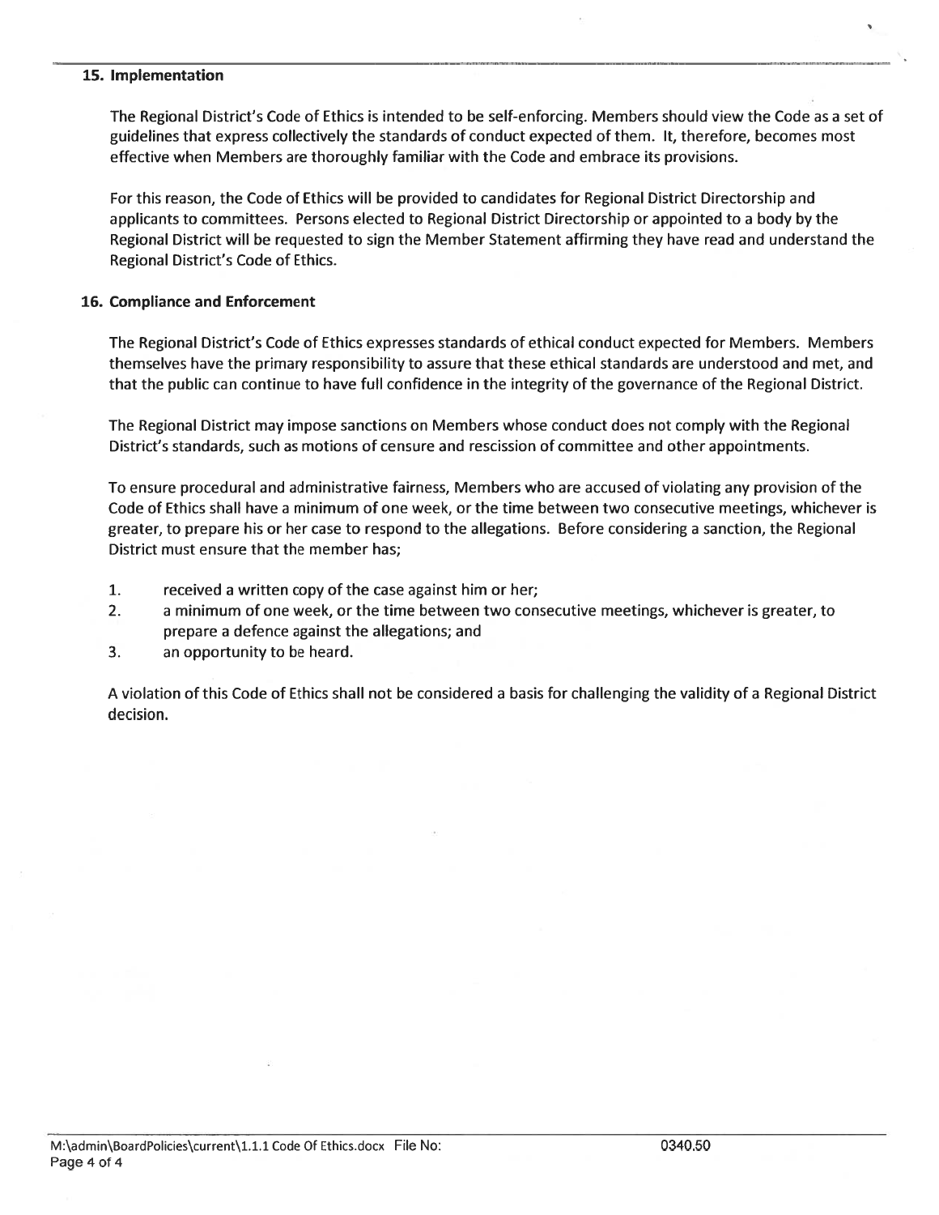## 15. Implementation

The Regional District's Code of Ethics is intended to be self-enforcing. Members should view the Code as a set of guidelines that express collectively the standards of conduct expected of them. It, therefore, becomes most effective when Members are thoroughly familiar with the Code and embrace its provisions.

For this reason, the Code of Ethics will be provided to candidates for Regional District Directorship and applicants to committees. Persons elected to Regional District Directorship or appointed to a body by the Regional District will be requested to sign the Member Statement affirming they have read and understand the Regional District's Code of Ethics.

## 16. Compliance and Enforcement

The Regional District's Code of Ethics expresses standards of ethical conduct expected for Members. Members themselves have the primary responsibility to assure that these ethical standards are understood and met, and that the public can continue to have full confidence in the integrity of the governance of the Regional District.

The Regional District may impose sanctions on Members whose conduct does not comply with the Regional District's standards, such as motions of censure and rescission of committee and other appointments.

To ensure procedural and administrative fairness, Members who are accused of violating any provision of the Code of Ethics shall have a minimum of one week, or the time between two consecutive meetings, whichever is greater, to prepare his or her case to respond to the allegations. Before considering a sanction, the Regional District must ensure that the member has;

1. received a written copy of the case against him or her;
2. a minimum of one week, or the time between two consecutive meetings, whichever is greater, to prepare a defence against the allegations; and
3. an opportunity to be heard.

A violation of this Code of Ethics shall not be considered a basis for challenging the validity of a Regional District decision.

M:\admin\BoardPolicies\current\1.1.1 Code Of Ethics.docx File No: 0340.50